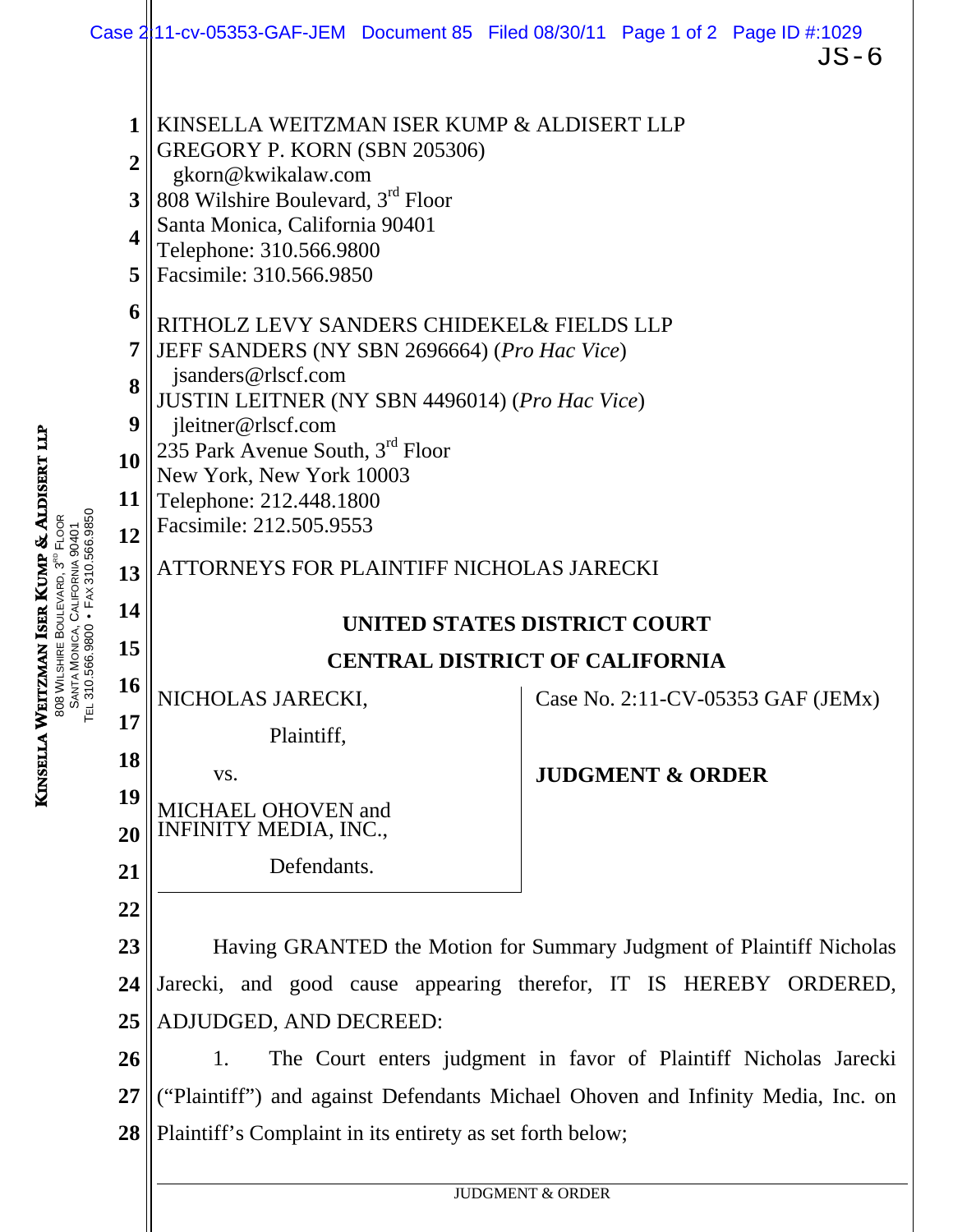KINSELLA WEITZMAN ISER KUMP & ALDISERT LLP
GREGORY P. KORN (SBN 205306)
gkorn@kwikalaw.com
808 Wilshire Boulevard, 3rd Floor
Santa Monica, California 90401
Telephone: 310.566.9800
Facsimile: 310.566.9850

RITHOLZ LEVY SANDERS CHIDEKEL& FIELDS LLP
JEFF SANDERS (NY SBN 2696664) (*Pro Hac Vice*)
jsanders@rlscf.com
JUSTIN LEITNER (NY SBN 4496014) (*Pro Hac Vice*)
jleitner@rlscf.com
235 Park Avenue South, 3rd Floor
New York, New York 10003
Telephone: 212.448.1800
Facsimile: 212.505.9553

ATTORNEYS FOR PLAINTIFF NICHOLAS JARECKI

**UNITED STATES DISTRICT COURT**

**CENTRAL DISTRICT OF CALIFORNIA**

NICHOLAS JARECKI,

Plaintiff,

vs.

MICHAEL OHOVEN and INFINITY MEDIA, INC.,

Defendants.

Case No. 2:11-CV-05353 GAF (JEMx)

**JUDGMENT & ORDER**

Having GRANTED the Motion for Summary Judgment of Plaintiff Nicholas Jarecki, and good cause appearing therefor, IT IS HEREBY ORDERED, ADJUDGED, AND DECREED:

1. The Court enters judgment in favor of Plaintiff Nicholas Jarecki ("Plaintiff") and against Defendants Michael Ohoven and Infinity Media, Inc. on Plaintiff's Complaint in its entirety as set forth below;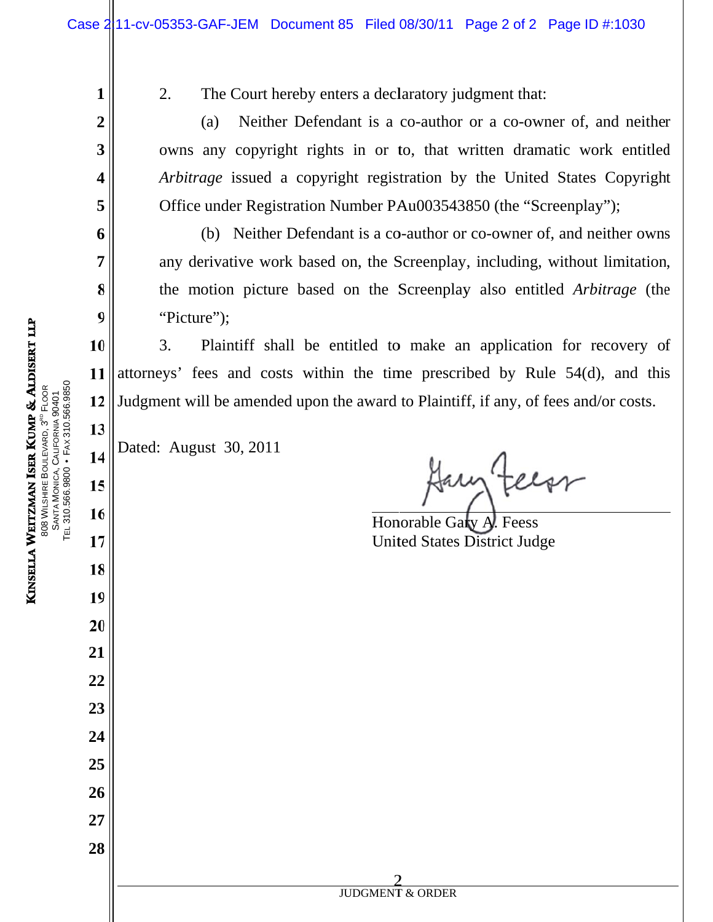2. The Court hereby enters a declaratory judgment that:

(a) Neither Defendant is a co-author or a co-owner of, and neither owns any copyright rights in or to, that written dramatic work entitled *Arbitrage* issued a copyright registration by the United States Copyright Office under Registration Number PAu003543850 (the "Screenplay");

(b) Neither Defendant is a co-author or co-owner of, and neither owns any derivative work based on, the Screenplay, including, without limitation, the motion picture based on the Screenplay also entitled *Arbitrage* (the "Picture");

3. Plaintiff shall be entitled to make an application for recovery of attorneys' fees and costs within the time prescribed by Rule 54(d), and this Judgment will be amended upon the award to Plaintiff, if any, of fees and/or costs.

Dated: August 30, 2011

Honorable Gary A. Feess
United States District Judge